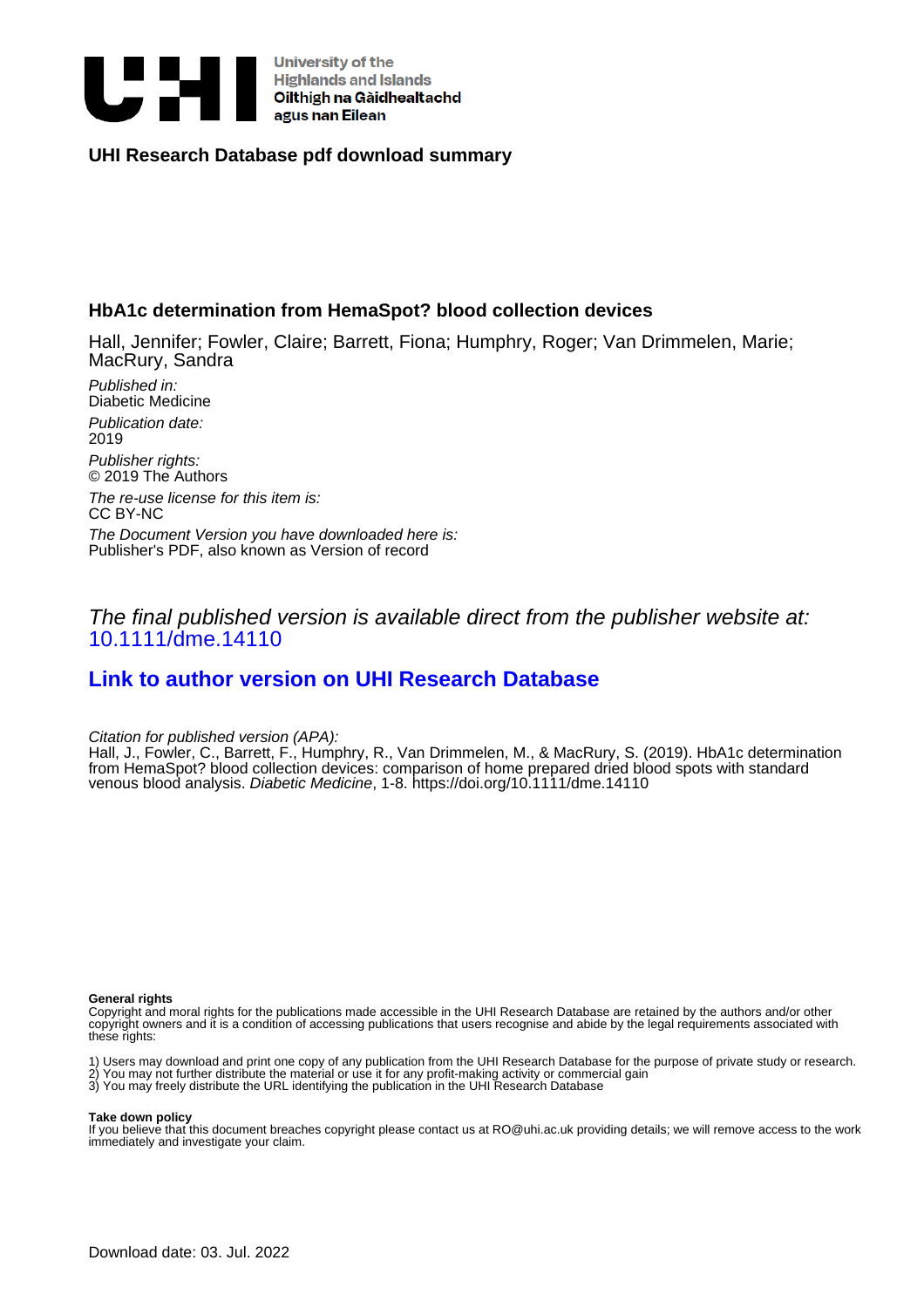University of the Highlands and Islands
Oilthigh na Gàidhealtachd agus nan Eilean

## UHI Research Database pdf download summary

### HbA1c determination from HemaSpot? blood collection devices

Hall, Jennifer; Fowler, Claire; Barrett, Fiona; Humphry, Roger; Van Drimmelen, Marie; MacRury, Sandra

*Published in:*
Diabetic Medicine

*Publication date:*
2019

*Publisher rights:*
© 2019 The Authors

*The re-use license for this item is:*
CC BY-NC

*The Document Version you have downloaded here is:*
Publisher's PDF, also known as Version of record

*The final published version is available direct from the publisher website at:*
10.1111/dme.14110

**Link to author version on UHI Research Database**

*Citation for published version (APA):*
Hall, J., Fowler, C., Barrett, F., Humphry, R., Van Drimmelen, M., & MacRury, S. (2019). HbA1c determination from HemaSpot? blood collection devices: comparison of home prepared dried blood spots with standard venous blood analysis. *Diabetic Medicine*, 1-8. https://doi.org/10.1111/dme.14110

**General rights**
Copyright and moral rights for the publications made accessible in the UHI Research Database are retained by the authors and/or other copyright owners and it is a condition of accessing publications that users recognise and abide by the legal requirements associated with these rights:

1) Users may download and print one copy of any publication from the UHI Research Database for the purpose of private study or research.
2) You may not further distribute the material or use it for any profit-making activity or commercial gain
3) You may freely distribute the URL identifying the publication in the UHI Research Database

**Take down policy**
If you believe that this document breaches copyright please contact us at RO@uhi.ac.uk providing details; we will remove access to the work immediately and investigate your claim.

Download date: 03. Jul. 2022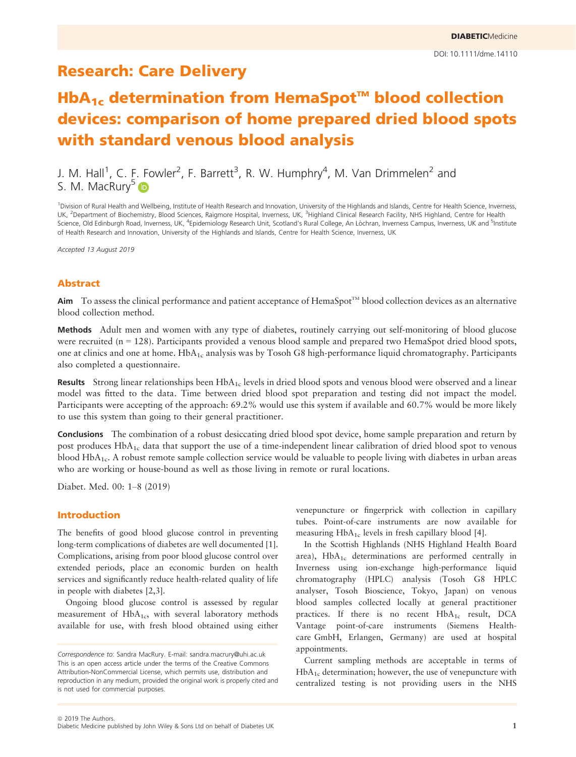# Research: Care Delivery

# $HbA_{1c}$ determination from HemaSpot™ blood collection devices: comparison of home prepared dried blood spots with standard venous blood analysis

J. M. Hall[1], C. F. Fowler[2], F. Barrett[3], R. W. Humphry[4], M. Van Drimmelen[2] and S. M. MacRury[5]

[1]Division of Rural Health and Wellbeing, Institute of Health Research and Innovation, University of the Highlands and Islands, Centre for Health Science, Inverness, UK, [2]Department of Biochemistry, Blood Sciences, Raigmore Hospital, Inverness, UK, [3]Highland Clinical Research Facility, NHS Highland, Centre for Health Science, Old Edinburgh Road, Inverness, UK, [4]Epidemiology Research Unit, Scotland's Rural College, An Lòchran, Inverness Campus, Inverness, UK and [5]Institute of Health Research and Innovation, University of the Highlands and Islands, Centre for Health Science, Inverness, UK

*Accepted 13 August 2019*

## Abstract

**Aim** To assess the clinical performance and patient acceptance of HemaSpot™ blood collection devices as an alternative blood collection method.

**Methods** Adult men and women with any type of diabetes, routinely carrying out self-monitoring of blood glucose were recruited (n = 128). Participants provided a venous blood sample and prepared two HemaSpot dried blood spots, one at clinics and one at home. $HbA_{1c}$ analysis was by Tosoh G8 high-performance liquid chromatography. Participants also completed a questionnaire.

**Results** Strong linear relationships been $HbA_{1c}$ levels in dried blood spots and venous blood were observed and a linear model was fitted to the data. Time between dried blood spot preparation and testing did not impact the model. Participants were accepting of the approach: 69.2% would use this system if available and 60.7% would be more likely to use this system than going to their general practitioner.

**Conclusions** The combination of a robust desiccating dried blood spot device, home sample preparation and return by post produces $HbA_{1c}$ data that support the use of a time-independent linear calibration of dried blood spot to venous blood $HbA_{1c}$. A robust remote sample collection service would be valuable to people living with diabetes in urban areas who are working or house-bound as well as those living in remote or rural locations.

Diabet. Med. 00: 1–8 (2019)

## Introduction

The benefits of good blood glucose control in preventing long-term complications of diabetes are well documented [1]. Complications, arising from poor blood glucose control over extended periods, place an economic burden on health services and significantly reduce health-related quality of life in people with diabetes [2,3].

Ongoing blood glucose control is assessed by regular measurement of $HbA_{1c}$, with several laboratory methods available for use, with fresh blood obtained using either venepuncture or fingerprick with collection in capillary tubes. Point-of-care instruments are now available for measuring $HbA_{1c}$ levels in fresh capillary blood [4].

In the Scottish Highlands (NHS Highland Health Board area), $HbA_{1c}$ determinations are performed centrally in Inverness using ion-exchange high-performance liquid chromatography (HPLC) analysis (Tosoh G8 HPLC analyser, Tosoh Bioscience, Tokyo, Japan) on venous blood samples collected locally at general practitioner practices. If there is no recent $HbA_{1c}$ result, DCA Vantage point-of-care instruments (Siemens Healthcare GmbH, Erlangen, Germany) are used at hospital appointments.

Current sampling methods are acceptable in terms of $HbA_{1c}$ determination; however, the use of venepuncture with centralized testing is not providing users in the NHS

*Correspondence to*: Sandra MacRury. E-mail: sandra.macrury@uhi.ac.uk
This is an open access article under the terms of the Creative Commons Attribution-NonCommercial License, which permits use, distribution and reproduction in any medium, provided the original work is properly cited and is not used for commercial purposes.

© 2019 The Authors.
Diabetic Medicine published by John Wiley & Sons Ltd on behalf of Diabetes UK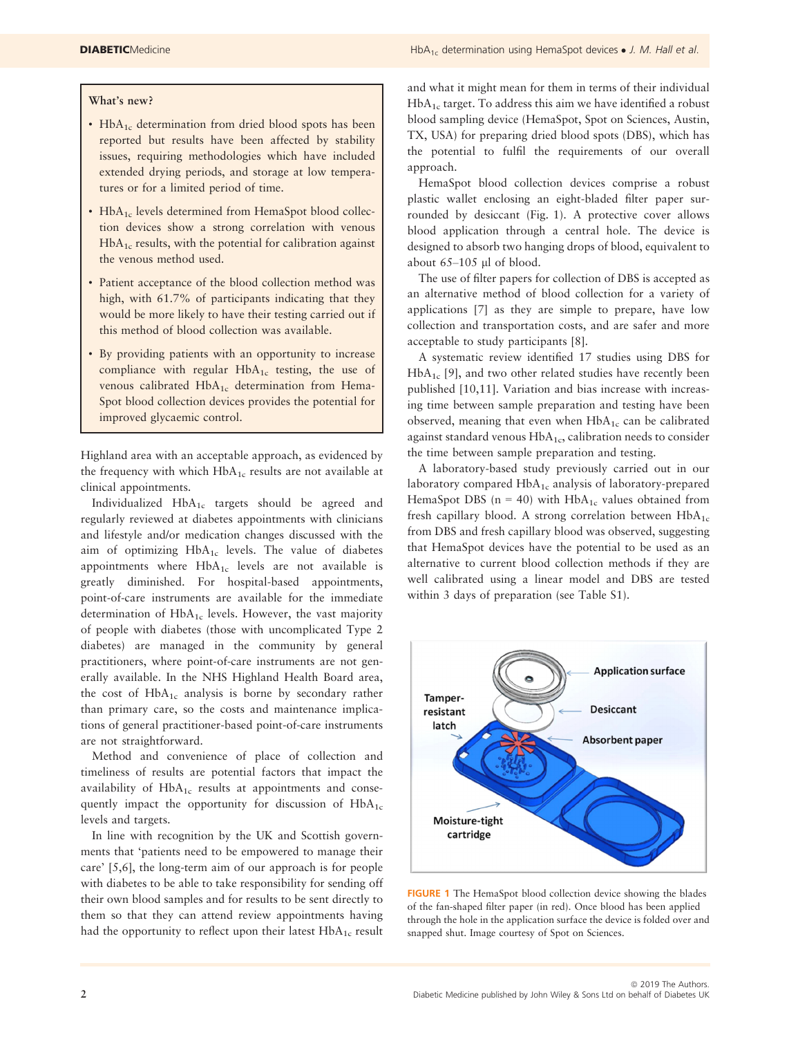> **What's new?**
>
> - $HbA_{1c}$ determination from dried blood spots has been reported but results have been affected by stability issues, requiring methodologies which have included extended drying periods, and storage at low temperatures or for a limited period of time.
> - $HbA_{1c}$ levels determined from HemaSpot blood collection devices show a strong correlation with venous $HbA_{1c}$ results, with the potential for calibration against the venous method used.
> - Patient acceptance of the blood collection method was high, with 61.7% of participants indicating that they would be more likely to have their testing carried out if this method of blood collection was available.
> - By providing patients with an opportunity to increase compliance with regular $HbA_{1c}$ testing, the use of venous calibrated $HbA_{1c}$ determination from HemaSpot blood collection devices provides the potential for improved glycaemic control.

Highland area with an acceptable approach, as evidenced by the frequency with which $HbA_{1c}$ results are not available at clinical appointments.

Individualized $HbA_{1c}$ targets should be agreed and regularly reviewed at diabetes appointments with clinicians and lifestyle and/or medication changes discussed with the aim of optimizing $HbA_{1c}$ levels. The value of diabetes appointments where $HbA_{1c}$ levels are not available is greatly diminished. For hospital-based appointments, point-of-care instruments are available for the immediate determination of $HbA_{1c}$ levels. However, the vast majority of people with diabetes (those with uncomplicated Type 2 diabetes) are managed in the community by general practitioners, where point-of-care instruments are not generally available. In the NHS Highland Health Board area, the cost of $HbA_{1c}$ analysis is borne by secondary rather than primary care, so the costs and maintenance implications of general practitioner-based point-of-care instruments are not straightforward.

Method and convenience of place of collection and timeliness of results are potential factors that impact the availability of $HbA_{1c}$ results at appointments and consequently impact the opportunity for discussion of $HbA_{1c}$ levels and targets.

In line with recognition by the UK and Scottish governments that 'patients need to be empowered to manage their care' [5,6], the long-term aim of our approach is for people with diabetes to be able to take responsibility for sending off their own blood samples and for results to be sent directly to them so that they can attend review appointments having had the opportunity to reflect upon their latest $HbA_{1c}$ result and what it might mean for them in terms of their individual $HbA_{1c}$ target. To address this aim we have identified a robust blood sampling device (HemaSpot, Spot on Sciences, Austin, TX, USA) for preparing dried blood spots (DBS), which has the potential to fulfil the requirements of our overall approach.

HemaSpot blood collection devices comprise a robust plastic wallet enclosing an eight-bladed filter paper surrounded by desiccant (Fig. 1). A protective cover allows blood application through a central hole. The device is designed to absorb two hanging drops of blood, equivalent to about 65–105 µl of blood.

The use of filter papers for collection of DBS is accepted as an alternative method of blood collection for a variety of applications [7] as they are simple to prepare, have low collection and transportation costs, and are safer and more acceptable to study participants [8].

A systematic review identified 17 studies using DBS for $HbA_{1c}$ [9], and two other related studies have recently been published [10,11]. Variation and bias increase with increasing time between sample preparation and testing have been observed, meaning that even when $HbA_{1c}$ can be calibrated against standard venous $HbA_{1c}$, calibration needs to consider the time between sample preparation and testing.

A laboratory-based study previously carried out in our laboratory compared $HbA_{1c}$ analysis of laboratory-prepared HemaSpot DBS (n = 40) with $HbA_{1c}$ values obtained from fresh capillary blood. A strong correlation between $HbA_{1c}$ from DBS and fresh capillary blood was observed, suggesting that HemaSpot devices have the potential to be used as an alternative to current blood collection methods if they are well calibrated using a linear model and DBS are tested within 3 days of preparation (see Table S1).

**FIGURE 1** The HemaSpot blood collection device showing the blades of the fan-shaped filter paper (in red). Once blood has been applied through the hole in the application surface the device is folded over and snapped shut. Image courtesy of Spot on Sciences.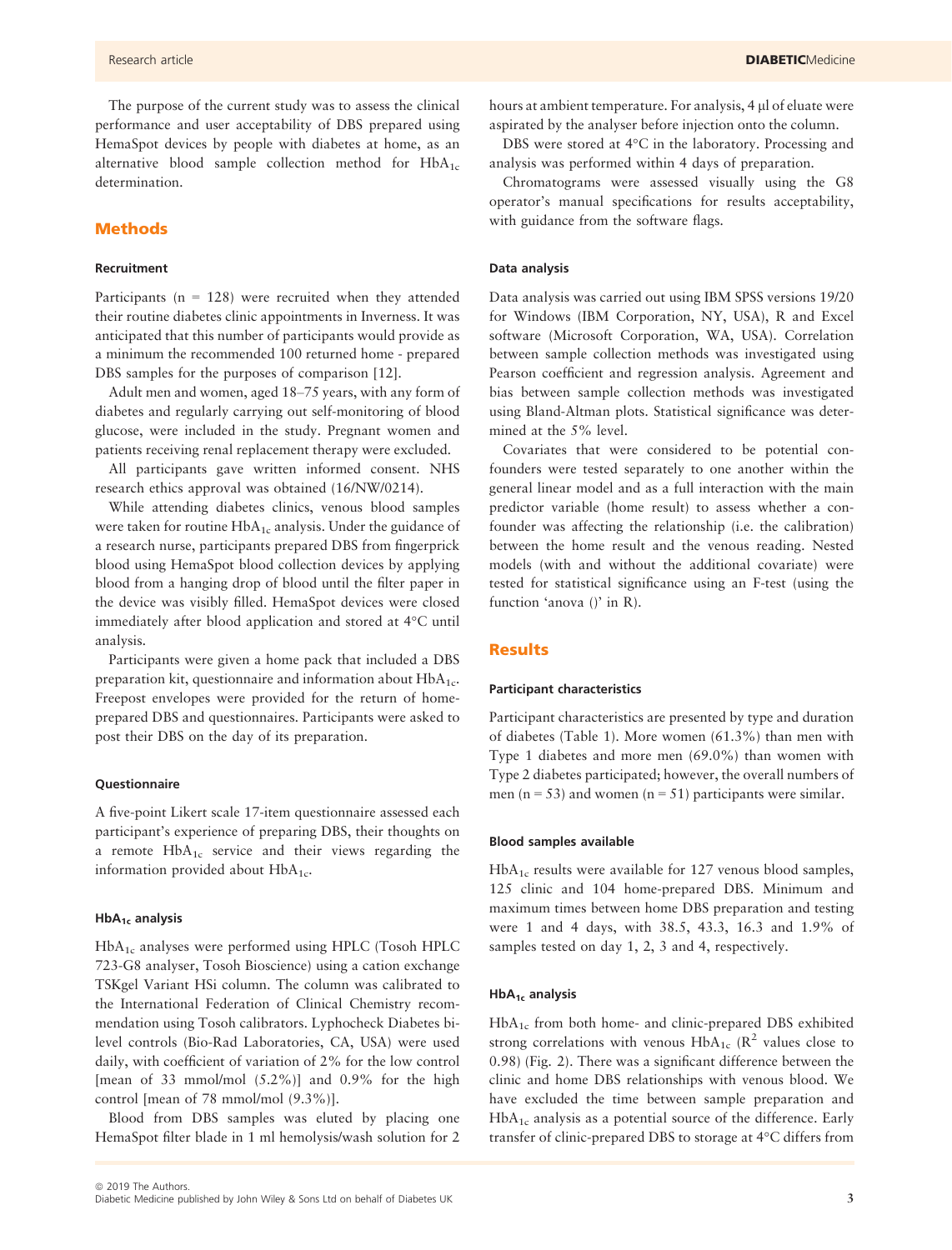The purpose of the current study was to assess the clinical performance and user acceptability of DBS prepared using HemaSpot devices by people with diabetes at home, as an alternative blood sample collection method for $HbA_{1c}$ determination.

## Methods

### Recruitment

Participants (n = 128) were recruited when they attended their routine diabetes clinic appointments in Inverness. It was anticipated that this number of participants would provide as a minimum the recommended 100 returned home - prepared DBS samples for the purposes of comparison [12].

Adult men and women, aged 18–75 years, with any form of diabetes and regularly carrying out self-monitoring of blood glucose, were included in the study. Pregnant women and patients receiving renal replacement therapy were excluded.

All participants gave written informed consent. NHS research ethics approval was obtained (16/NW/0214).

While attending diabetes clinics, venous blood samples were taken for routine $HbA_{1c}$ analysis. Under the guidance of a research nurse, participants prepared DBS from fingerprick blood using HemaSpot blood collection devices by applying blood from a hanging drop of blood until the filter paper in the device was visibly filled. HemaSpot devices were closed immediately after blood application and stored at 4°C until analysis.

Participants were given a home pack that included a DBS preparation kit, questionnaire and information about $HbA_{1c}$. Freepost envelopes were provided for the return of home-prepared DBS and questionnaires. Participants were asked to post their DBS on the day of its preparation.

### Questionnaire

A five-point Likert scale 17-item questionnaire assessed each participant's experience of preparing DBS, their thoughts on a remote $HbA_{1c}$ service and their views regarding the information provided about $HbA_{1c}$.

### $HbA_{1c}$ analysis

$HbA_{1c}$ analyses were performed using HPLC (Tosoh HPLC 723-G8 analyser, Tosoh Bioscience) using a cation exchange TSKgel Variant HSi column. The column was calibrated to the International Federation of Clinical Chemistry recommendation using Tosoh calibrators. Lyphocheck Diabetes bi-level controls (Bio-Rad Laboratories, CA, USA) were used daily, with coefficient of variation of 2% for the low control [mean of 33 mmol/mol (5.2%)] and 0.9% for the high control [mean of 78 mmol/mol (9.3%)].

Blood from DBS samples was eluted by placing one HemaSpot filter blade in 1 ml hemolysis/wash solution for 2 hours at ambient temperature. For analysis, 4 μl of eluate were aspirated by the analyser before injection onto the column.

DBS were stored at 4°C in the laboratory. Processing and analysis was performed within 4 days of preparation.

Chromatograms were assessed visually using the G8 operator's manual specifications for results acceptability, with guidance from the software flags.

### Data analysis

Data analysis was carried out using IBM SPSS versions 19/20 for Windows (IBM Corporation, NY, USA), R and Excel software (Microsoft Corporation, WA, USA). Correlation between sample collection methods was investigated using Pearson coefficient and regression analysis. Agreement and bias between sample collection methods was investigated using Bland-Altman plots. Statistical significance was determined at the 5% level.

Covariates that were considered to be potential confounders were tested separately to one another within the general linear model and as a full interaction with the main predictor variable (home result) to assess whether a confounder was affecting the relationship (i.e. the calibration) between the home result and the venous reading. Nested models (with and without the additional covariate) were tested for statistical significance using an F-test (using the function 'anova ()' in R).

## Results

### Participant characteristics

Participant characteristics are presented by type and duration of diabetes (Table 1). More women (61.3%) than men with Type 1 diabetes and more men (69.0%) than women with Type 2 diabetes participated; however, the overall numbers of men (n = 53) and women (n = 51) participants were similar.

### Blood samples available

$HbA_{1c}$ results were available for 127 venous blood samples, 125 clinic and 104 home-prepared DBS. Minimum and maximum times between home DBS preparation and testing were 1 and 4 days, with 38.5, 43.3, 16.3 and 1.9% of samples tested on day 1, 2, 3 and 4, respectively.

### $HbA_{1c}$ analysis

$HbA_{1c}$ from both home- and clinic-prepared DBS exhibited strong correlations with venous $HbA_{1c}$ ($R^2$ values close to 0.98) (Fig. 2). There was a significant difference between the clinic and home DBS relationships with venous blood. We have excluded the time between sample preparation and $HbA_{1c}$ analysis as a potential source of the difference. Early transfer of clinic-prepared DBS to storage at 4°C differs from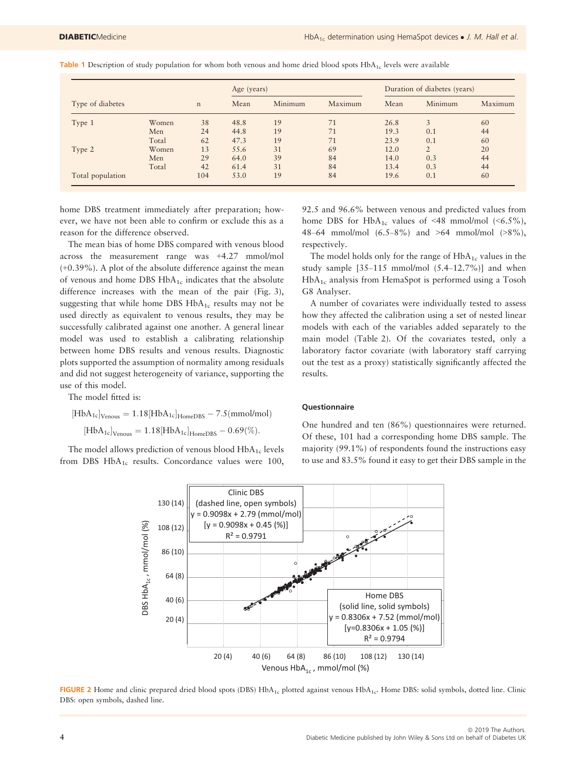**Table 1** Description of study population for whom both venous and home dried blood spots $HbA_{1c}$ levels were available

| Type of diabetes | | n | Age (years) | | | Duration of diabetes (years) | | |
|---|---|---|---|---|---|---|---|---|
| | | | Mean | Minimum | Maximum | Mean | Minimum | Maximum |
| Type 1 | Women | 38 | 48.8 | 19 | 71 | 26.8 | 3 | 60 |
| | Men | 24 | 44.8 | 19 | 71 | 19.3 | 0.1 | 44 |
| | Total | 62 | 47.3 | 19 | 71 | 23.9 | 0.1 | 60 |
| Type 2 | Women | 13 | 55.6 | 31 | 69 | 12.0 | 2 | 20 |
| | Men | 29 | 64.0 | 39 | 84 | 14.0 | 0.3 | 44 |
| | Total | 42 | 61.4 | 31 | 84 | 13.4 | 0.3 | 44 |
| Total population | | 104 | 53.0 | 19 | 84 | 19.6 | 0.1 | 60 |

home DBS treatment immediately after preparation; however, we have not been able to confirm or exclude this as a reason for the difference observed.

The mean bias of home DBS compared with venous blood across the measurement range was +4.27 mmol/mol (+0.39%). A plot of the absolute difference against the mean of venous and home DBS $HbA_{1c}$ indicates that the absolute difference increases with the mean of the pair (Fig. 3), suggesting that while home DBS $HbA_{1c}$ results may not be used directly as equivalent to venous results, they may be successfully calibrated against one another. A general linear model was used to establish a calibrating relationship between home DBS results and venous results. Diagnostic plots supported the assumption of normality among residuals and did not suggest heterogeneity of variance, supporting the use of this model.

The model fitted is:

$$[HbA_{1c}]_{Venous} = 1.18[HbA_{1c}]_{HomeDBS} - 7.5(\text{mmol/mol})$$

$$[HbA_{1c}]_{Venous} = 1.18[HbA_{1c}]_{HomeDBS} - 0.69(\%).$$

The model allows prediction of venous blood $HbA_{1c}$ levels from DBS $HbA_{1c}$ results. Concordance values were 100, 92.5 and 96.6% between venous and predicted values from home DBS for $HbA_{1c}$ values of <48 mmol/mol (<6.5%), 48–64 mmol/mol (6.5–8%) and >64 mmol/mol (>8%), respectively.

The model holds only for the range of $HbA_{1c}$ values in the study sample [35–115 mmol/mol (5.4–12.7%)] and when $HbA_{1c}$ analysis from HemaSpot is performed using a Tosoh G8 Analyser.

A number of covariates were individually tested to assess how they affected the calibration using a set of nested linear models with each of the variables added separately to the main model (Table 2). Of the covariates tested, only a laboratory factor covariate (with laboratory staff carrying out the test as a proxy) statistically significantly affected the results.

#### Questionnaire

One hundred and ten (86%) questionnaires were returned. Of these, 101 had a corresponding home DBS sample. The majority (99.1%) of respondents found the instructions easy to use and 83.5% found it easy to get their DBS sample in the

**FIGURE 2** Home and clinic prepared dried blood spots (DBS) $HbA_{1c}$ plotted against venous $HbA_{1c}$. Home DBS: solid symbols, dotted line. Clinic DBS: open symbols, dashed line.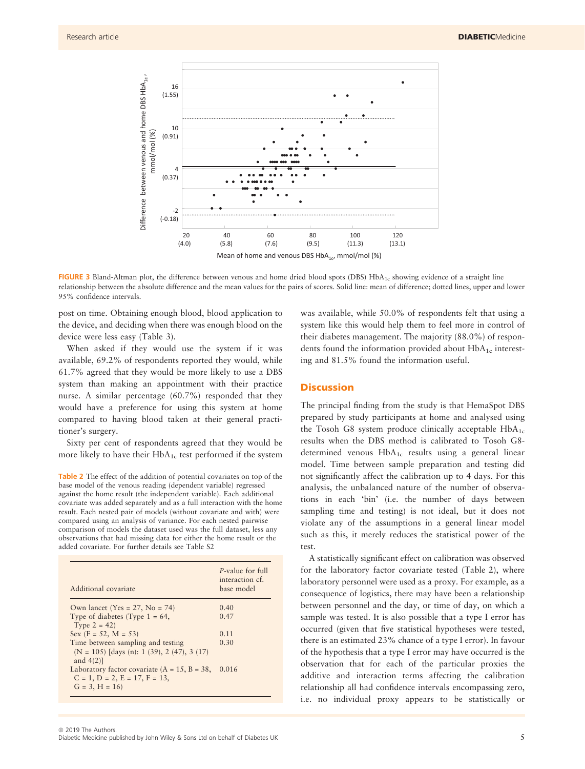FIGURE 3 Bland-Altman plot, the difference between venous and home dried blood spots (DBS) $HbA_{1c}$ showing evidence of a straight line relationship between the absolute difference and the mean values for the pairs of scores. Solid line: mean of difference; dotted lines, upper and lower 95% confidence intervals.

post on time. Obtaining enough blood, blood application to the device, and deciding when there was enough blood on the device were less easy (Table 3).

When asked if they would use the system if it was available, 69.2% of respondents reported they would, while 61.7% agreed that they would be more likely to use a DBS system than making an appointment with their practice nurse. A similar percentage (60.7%) responded that they would have a preference for using this system at home compared to having blood taken at their general practitioner's surgery.

Sixty per cent of respondents agreed that they would be more likely to have their $HbA_{1c}$ test performed if the system was available, while 50.0% of respondents felt that using a system like this would help them to feel more in control of their diabetes management. The majority (88.0%) of respondents found the information provided about $HbA_{1c}$ interesting and 81.5% found the information useful.

**Table 2** The effect of the addition of potential covariates on top of the base model of the venous reading (dependent variable) regressed against the home result (the independent variable). Each additional covariate was added separately and as a full interaction with the home result. Each nested pair of models (without covariate and with) were compared using an analysis of variance. For each nested pairwise comparison of models the dataset used was the full dataset, less any observations that had missing data for either the home result or the added covariate. For further details see Table S2

| Additional covariate | *P*-value for full interaction cf. base model |
|---|---|
| Own lancet (Yes = 27, No = 74) | 0.40 |
| Type of diabetes (Type 1 = 64, Type 2 = 42) | 0.47 |
| Sex (F = 52, M = 53) | 0.11 |
| Time between sampling and testing (N = 105) [days (n): 1 (39), 2 (47), 3 (17) and 4(2)] | 0.30 |
| Laboratory factor covariate (A = 15, B = 38, C = 1, D = 2, E = 17, F = 13, G = 3, H = 16) | 0.016 |

## Discussion

The principal finding from the study is that HemaSpot DBS prepared by study participants at home and analysed using the Tosoh G8 system produce clinically acceptable $HbA_{1c}$ results when the DBS method is calibrated to Tosoh G8-determined venous $HbA_{1c}$ results using a general linear model. Time between sample preparation and testing did not significantly affect the calibration up to 4 days. For this analysis, the unbalanced nature of the number of observations in each 'bin' (i.e. the number of days between sampling time and testing) is not ideal, but it does not violate any of the assumptions in a general linear model such as this, it merely reduces the statistical power of the test.

A statistically significant effect on calibration was observed for the laboratory factor covariate tested (Table 2), where laboratory personnel were used as a proxy. For example, as a consequence of logistics, there may have been a relationship between personnel and the day, or time of day, on which a sample was tested. It is also possible that a type I error has occurred (given that five statistical hypotheses were tested, there is an estimated 23% chance of a type I error). In favour of the hypothesis that a type I error may have occurred is the observation that for each of the particular proxies the additive and interaction terms affecting the calibration relationship all had confidence intervals encompassing zero, i.e. no individual proxy appears to be statistically or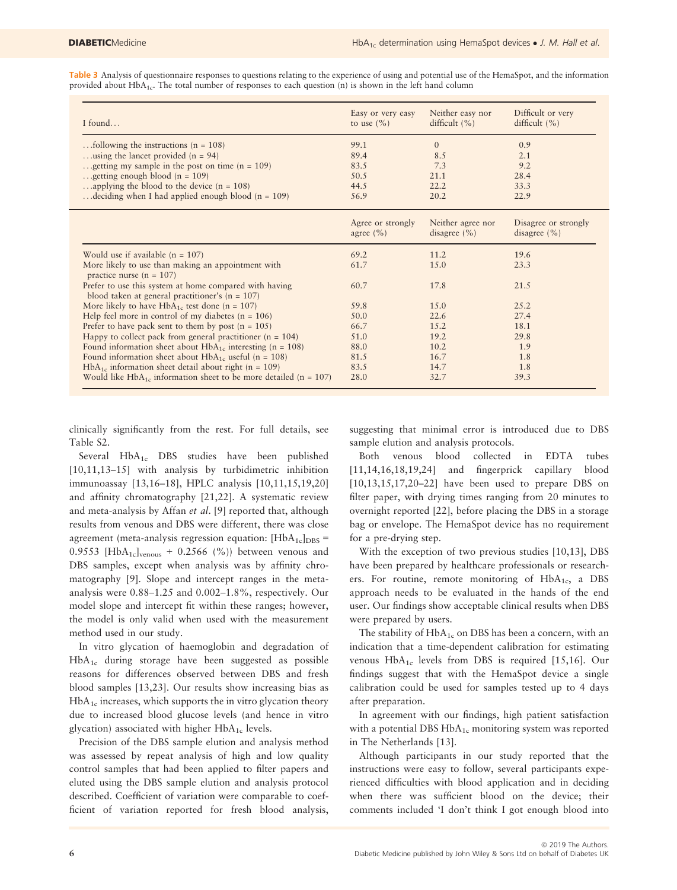**Table 3** Analysis of questionnaire responses to questions relating to the experience of using and potential use of the HemaSpot, and the information provided about $HbA_{1c}$. The total number of responses to each question (n) is shown in the left hand column

| I found... | Easy or very easy to use (%) | Neither easy nor difficult (%) | Difficult or very difficult (%) |
|---|---|---|---|
| ...following the instructions (n = 108) | 99.1 | 0 | 0.9 |
| ...using the lancet provided (n = 94) | 89.4 | 8.5 | 2.1 |
| ...getting my sample in the post on time (n = 109) | 83.5 | 7.3 | 9.2 |
| ...getting enough blood (n = 109) | 50.5 | 21.1 | 28.4 |
| ...applying the blood to the device (n = 108) | 44.5 | 22.2 | 33.3 |
| ...deciding when I had applied enough blood (n = 109) | 56.9 | 20.2 | 22.9 |
| | **Agree or strongly agree (%)** | **Neither agree nor disagree (%)** | **Disagree or strongly disagree (%)** |
| Would use if available (n = 107) | 69.2 | 11.2 | 19.6 |
| More likely to use than making an appointment with practice nurse (n = 107) | 61.7 | 15.0 | 23.3 |
| Prefer to use this system at home compared with having blood taken at general practitioner's (n = 107) | 60.7 | 17.8 | 21.5 |
| More likely to have $HbA_{1c}$ test done (n = 107) | 59.8 | 15.0 | 25.2 |
| Help feel more in control of my diabetes (n = 106) | 50.0 | 22.6 | 27.4 |
| Prefer to have pack sent to them by post (n = 105) | 66.7 | 15.2 | 18.1 |
| Happy to collect pack from general practitioner (n = 104) | 51.0 | 19.2 | 29.8 |
| Found information sheet about $HbA_{1c}$ interesting (n = 108) | 88.0 | 10.2 | 1.9 |
| Found information sheet about $HbA_{1c}$ useful (n = 108) | 81.5 | 16.7 | 1.8 |
| $HbA_{1c}$ information sheet detail about right (n = 109) | 83.5 | 14.7 | 1.8 |
| Would like $HbA_{1c}$ information sheet to be more detailed (n = 107) | 28.0 | 32.7 | 39.3 |

clinically significantly from the rest. For full details, see Table S2.

Several $HbA_{1c}$ DBS studies have been published [10,11,13–15] with analysis by turbidimetric inhibition immunoassay [13,16–18], HPLC analysis [10,11,15,19,20] and affinity chromatography [21,22]. A systematic review and meta-analysis by Affan *et al.* [9] reported that, although results from venous and DBS were different, there was close agreement (meta-analysis regression equation: $[HbA_{1c}]_{DBS} = 0.9553\ [HbA_{1c}]_{venous} + 0.2566\ (\%)$) between venous and DBS samples, except when analysis was by affinity chromatography [9]. Slope and intercept ranges in the meta-analysis were 0.88–1.25 and 0.002–1.8%, respectively. Our model slope and intercept fit within these ranges; however, the model is only valid when used with the measurement method used in our study.

In vitro glycation of haemoglobin and degradation of $HbA_{1c}$ during storage have been suggested as possible reasons for differences observed between DBS and fresh blood samples [13,23]. Our results show increasing bias as $HbA_{1c}$ increases, which supports the in vitro glycation theory due to increased blood glucose levels (and hence in vitro glycation) associated with higher $HbA_{1c}$ levels.

Precision of the DBS sample elution and analysis method was assessed by repeat analysis of high and low quality control samples that had been applied to filter papers and eluted using the DBS sample elution and analysis protocol described. Coefficient of variation were comparable to coefficient of variation reported for fresh blood analysis, suggesting that minimal error is introduced due to DBS sample elution and analysis protocols.

Both venous blood collected in EDTA tubes [11,14,16,18,19,24] and fingerprick capillary blood [10,13,15,17,20–22] have been used to prepare DBS on filter paper, with drying times ranging from 20 minutes to overnight reported [22], before placing the DBS in a storage bag or envelope. The HemaSpot device has no requirement for a pre-drying step.

With the exception of two previous studies [10,13], DBS have been prepared by healthcare professionals or researchers. For routine, remote monitoring of $HbA_{1c}$, a DBS approach needs to be evaluated in the hands of the end user. Our findings show acceptable clinical results when DBS were prepared by users.

The stability of $HbA_{1c}$ on DBS has been a concern, with an indication that a time-dependent calibration for estimating venous $HbA_{1c}$ levels from DBS is required [15,16]. Our findings suggest that with the HemaSpot device a single calibration could be used for samples tested up to 4 days after preparation.

In agreement with our findings, high patient satisfaction with a potential DBS $HbA_{1c}$ monitoring system was reported in The Netherlands [13].

Although participants in our study reported that the instructions were easy to follow, several participants experienced difficulties with blood application and in deciding when there was sufficient blood on the device; their comments included 'I don't think I got enough blood into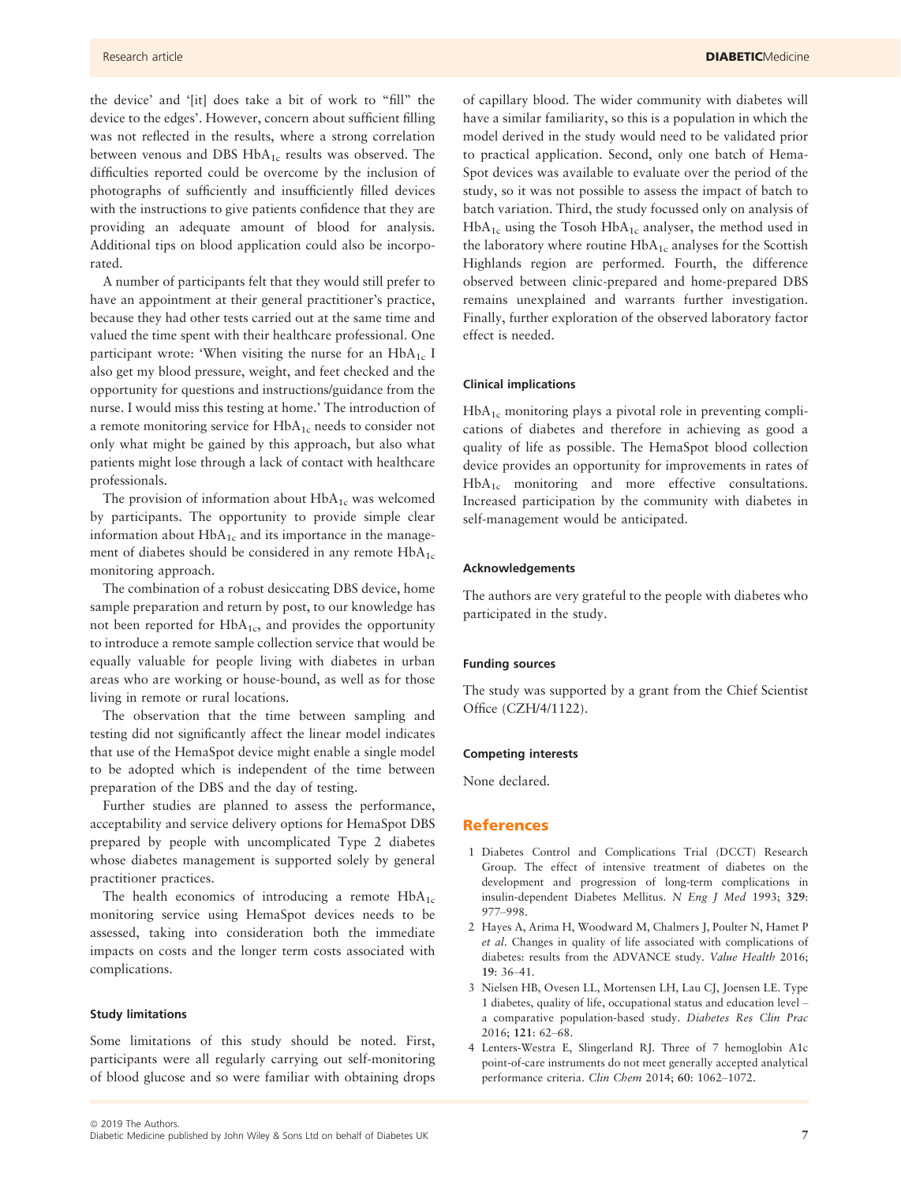the device' and '[it] does take a bit of work to "fill" the device to the edges'. However, concern about sufficient filling was not reflected in the results, where a strong correlation between venous and DBS $HbA_{1c}$ results was observed. The difficulties reported could be overcome by the inclusion of photographs of sufficiently and insufficiently filled devices with the instructions to give patients confidence that they are providing an adequate amount of blood for analysis. Additional tips on blood application could also be incorporated.

A number of participants felt that they would still prefer to have an appointment at their general practitioner's practice, because they had other tests carried out at the same time and valued the time spent with their healthcare professional. One participant wrote: 'When visiting the nurse for an $HbA_{1c}$ I also get my blood pressure, weight, and feet checked and the opportunity for questions and instructions/guidance from the nurse. I would miss this testing at home.' The introduction of a remote monitoring service for $HbA_{1c}$ needs to consider not only what might be gained by this approach, but also what patients might lose through a lack of contact with healthcare professionals.

The provision of information about $HbA_{1c}$ was welcomed by participants. The opportunity to provide simple clear information about $HbA_{1c}$ and its importance in the management of diabetes should be considered in any remote $HbA_{1c}$ monitoring approach.

The combination of a robust desiccating DBS device, home sample preparation and return by post, to our knowledge has not been reported for $HbA_{1c}$, and provides the opportunity to introduce a remote sample collection service that would be equally valuable for people living with diabetes in urban areas who are working or house-bound, as well as for those living in remote or rural locations.

The observation that the time between sampling and testing did not significantly affect the linear model indicates that use of the HemaSpot device might enable a single model to be adopted which is independent of the time between preparation of the DBS and the day of testing.

Further studies are planned to assess the performance, acceptability and service delivery options for HemaSpot DBS prepared by people with uncomplicated Type 2 diabetes whose diabetes management is supported solely by general practitioner practices.

The health economics of introducing a remote $HbA_{1c}$ monitoring service using HemaSpot devices needs to be assessed, taking into consideration both the immediate impacts on costs and the longer term costs associated with complications.

### Study limitations

Some limitations of this study should be noted. First, participants were all regularly carrying out self-monitoring of blood glucose and so were familiar with obtaining drops of capillary blood. The wider community with diabetes will have a similar familiarity, so this is a population in which the model derived in the study would need to be validated prior to practical application. Second, only one batch of HemaSpot devices was available to evaluate over the period of the study, so it was not possible to assess the impact of batch to batch variation. Third, the study focussed only on analysis of $HbA_{1c}$ using the Tosoh $HbA_{1c}$ analyser, the method used in the laboratory where routine $HbA_{1c}$ analyses for the Scottish Highlands region are performed. Fourth, the difference observed between clinic-prepared and home-prepared DBS remains unexplained and warrants further investigation. Finally, further exploration of the observed laboratory factor effect is needed.

### Clinical implications

$HbA_{1c}$ monitoring plays a pivotal role in preventing complications of diabetes and therefore in achieving as good a quality of life as possible. The HemaSpot blood collection device provides an opportunity for improvements in rates of $HbA_{1c}$ monitoring and more effective consultations. Increased participation by the community with diabetes in self-management would be anticipated.

### Acknowledgements

The authors are very grateful to the people with diabetes who participated in the study.

### Funding sources

The study was supported by a grant from the Chief Scientist Office (CZH/4/1122).

### Competing interests

None declared.

## References

1 Diabetes Control and Complications Trial (DCCT) Research Group. The effect of intensive treatment of diabetes on the development and progression of long-term complications in insulin-dependent Diabetes Mellitus. *N Eng J Med* 1993; **329**: 977–998.

2 Hayes A, Arima H, Woodward M, Chalmers J, Poulter N, Hamet P *et al*. Changes in quality of life associated with complications of diabetes: results from the ADVANCE study. *Value Health* 2016; **19**: 36–41.

3 Nielsen HB, Ovesen LL, Mortensen LH, Lau CJ, Joensen LE. Type 1 diabetes, quality of life, occupational status and education level – a comparative population-based study. *Diabetes Res Clin Prac* 2016; **121**: 62–68.

4 Lenters-Westra E, Slingerland RJ. Three of 7 hemoglobin A1c point-of-care instruments do not meet generally accepted analytical performance criteria. *Clin Chem* 2014; **60**: 1062–1072.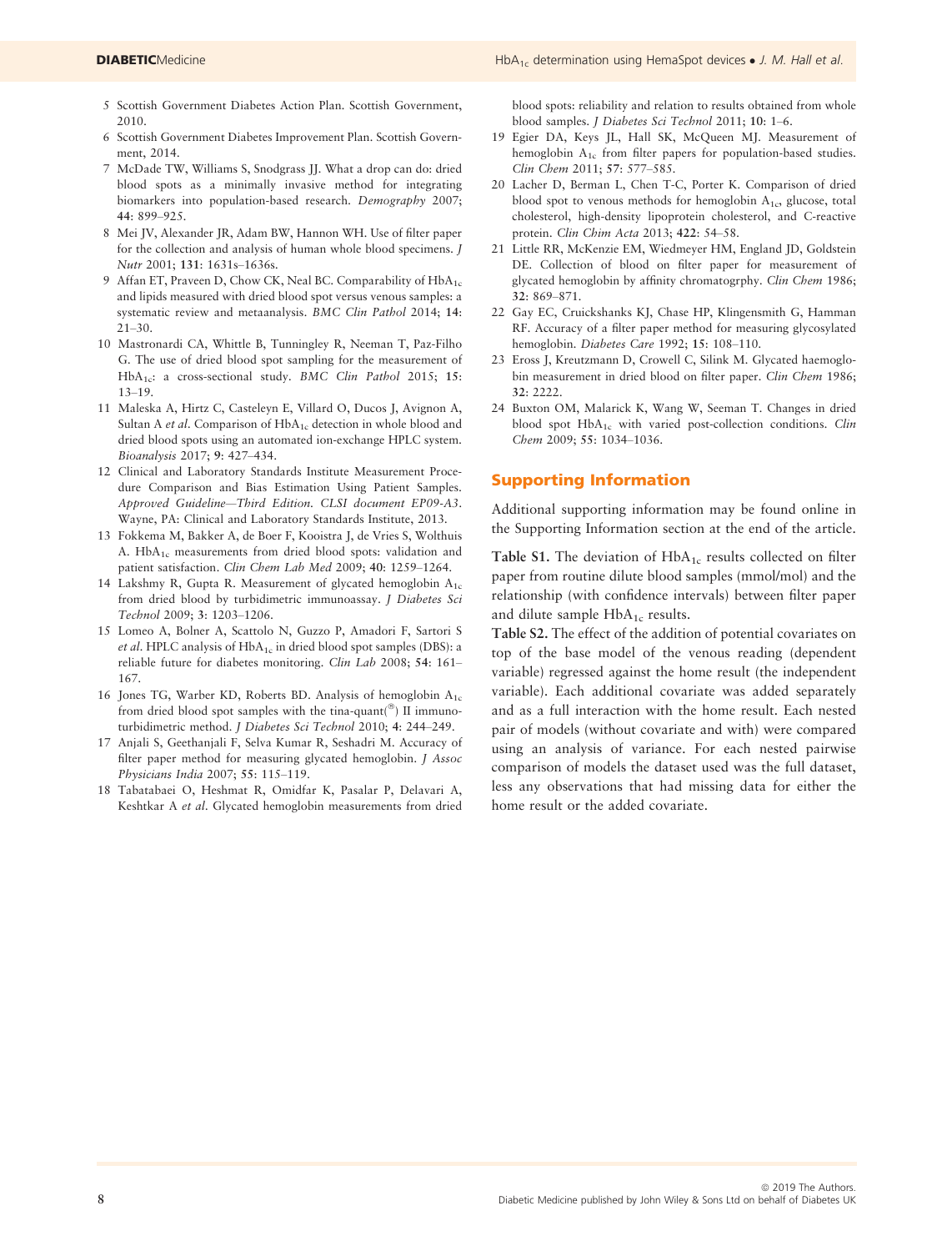5 Scottish Government Diabetes Action Plan. Scottish Government, 2010.

6 Scottish Government Diabetes Improvement Plan. Scottish Government, 2014.

7 McDade TW, Williams S, Snodgrass JJ. What a drop can do: dried blood spots as a minimally invasive method for integrating biomarkers into population-based research. *Demography* 2007; **44**: 899–925.

8 Mei JV, Alexander JR, Adam BW, Hannon WH. Use of filter paper for the collection and analysis of human whole blood specimens. *J Nutr* 2001; **131**: 1631s–1636s.

9 Affan ET, Praveen D, Chow CK, Neal BC. Comparability of $HbA_{1c}$ and lipids measured with dried blood spot versus venous samples: a systematic review and metaanalysis. *BMC Clin Pathol* 2014; **14**: 21–30.

10 Mastronardi CA, Whittle B, Tunningley R, Neeman T, Paz-Filho G. The use of dried blood spot sampling for the measurement of $HbA_{1c}$: a cross-sectional study. *BMC Clin Pathol* 2015; **15**: 13–19.

11 Maleska A, Hirtz C, Casteleyn E, Villard O, Ducos J, Avignon A, Sultan A *et al*. Comparison of $HbA_{1c}$ detection in whole blood and dried blood spots using an automated ion-exchange HPLC system. *Bioanalysis* 2017; **9**: 427–434.

12 Clinical and Laboratory Standards Institute Measurement Procedure Comparison and Bias Estimation Using Patient Samples. *Approved Guideline—Third Edition. CLSI document EP09-A3*. Wayne, PA: Clinical and Laboratory Standards Institute, 2013.

13 Fokkema M, Bakker A, de Boer F, Kooistra J, de Vries S, Wolthuis A. $HbA_{1c}$ measurements from dried blood spots: validation and patient satisfaction. *Clin Chem Lab Med* 2009; **40**: 1259–1264.

14 Lakshmy R, Gupta R. Measurement of glycated hemoglobin $A_{1c}$ from dried blood by turbidimetric immunoassay. *J Diabetes Sci Technol* 2009; **3**: 1203–1206.

15 Lomeo A, Bolner A, Scattolo N, Guzzo P, Amadori F, Sartori S *et al*. HPLC analysis of $HbA_{1c}$ in dried blood spot samples (DBS): a reliable future for diabetes monitoring. *Clin Lab* 2008; **54**: 161–167.

16 Jones TG, Warber KD, Roberts BD. Analysis of hemoglobin $A_{1c}$ from dried blood spot samples with the tina-quant(®) II immunoturbidimetric method. *J Diabetes Sci Technol* 2010; **4**: 244–249.

17 Anjali S, Geethanjali F, Selva Kumar R, Seshadri M. Accuracy of filter paper method for measuring glycated hemoglobin. *J Assoc Physicians India* 2007; **55**: 115–119.

18 Tabatabaei O, Heshmat R, Omidfar K, Pasalar P, Delavari A, Keshtkar A *et al*. Glycated hemoglobin measurements from dried blood spots: reliability and relation to results obtained from whole blood samples. *J Diabetes Sci Technol* 2011; **10**: 1–6.

19 Egier DA, Keys JL, Hall SK, McQueen MJ. Measurement of hemoglobin $A_{1c}$ from filter papers for population-based studies. *Clin Chem* 2011; **57**: 577–585.

20 Lacher D, Berman L, Chen T-C, Porter K. Comparison of dried blood spot to venous methods for hemoglobin $A_{1c}$, glucose, total cholesterol, high-density lipoprotein cholesterol, and C-reactive protein. *Clin Chim Acta* 2013; **422**: 54–58.

21 Little RR, McKenzie EM, Wiedmeyer HM, England JD, Goldstein DE. Collection of blood on filter paper for measurement of glycated hemoglobin by affinity chromatogrphy. *Clin Chem* 1986; **32**: 869–871.

22 Gay EC, Cruickshanks KJ, Chase HP, Klingensmith G, Hamman RF. Accuracy of a filter paper method for measuring glycosylated hemoglobin. *Diabetes Care* 1992; **15**: 108–110.

23 Eross J, Kreutzmann D, Crowell C, Silink M. Glycated haemoglobin measurement in dried blood on filter paper. *Clin Chem* 1986; **32**: 2222.

24 Buxton OM, Malarick K, Wang W, Seeman T. Changes in dried blood spot $HbA_{1c}$ with varied post-collection conditions. *Clin Chem* 2009; **55**: 1034–1036.

## Supporting Information

Additional supporting information may be found online in the Supporting Information section at the end of the article.

**Table S1.** The deviation of $HbA_{1c}$ results collected on filter paper from routine dilute blood samples (mmol/mol) and the relationship (with confidence intervals) between filter paper and dilute sample $HbA_{1c}$ results.

**Table S2.** The effect of the addition of potential covariates on top of the base model of the venous reading (dependent variable) regressed against the home result (the independent variable). Each additional covariate was added separately and as a full interaction with the home result. Each nested pair of models (without covariate and with) were compared using an analysis of variance. For each nested pairwise comparison of models the dataset used was the full dataset, less any observations that had missing data for either the home result or the added covariate.